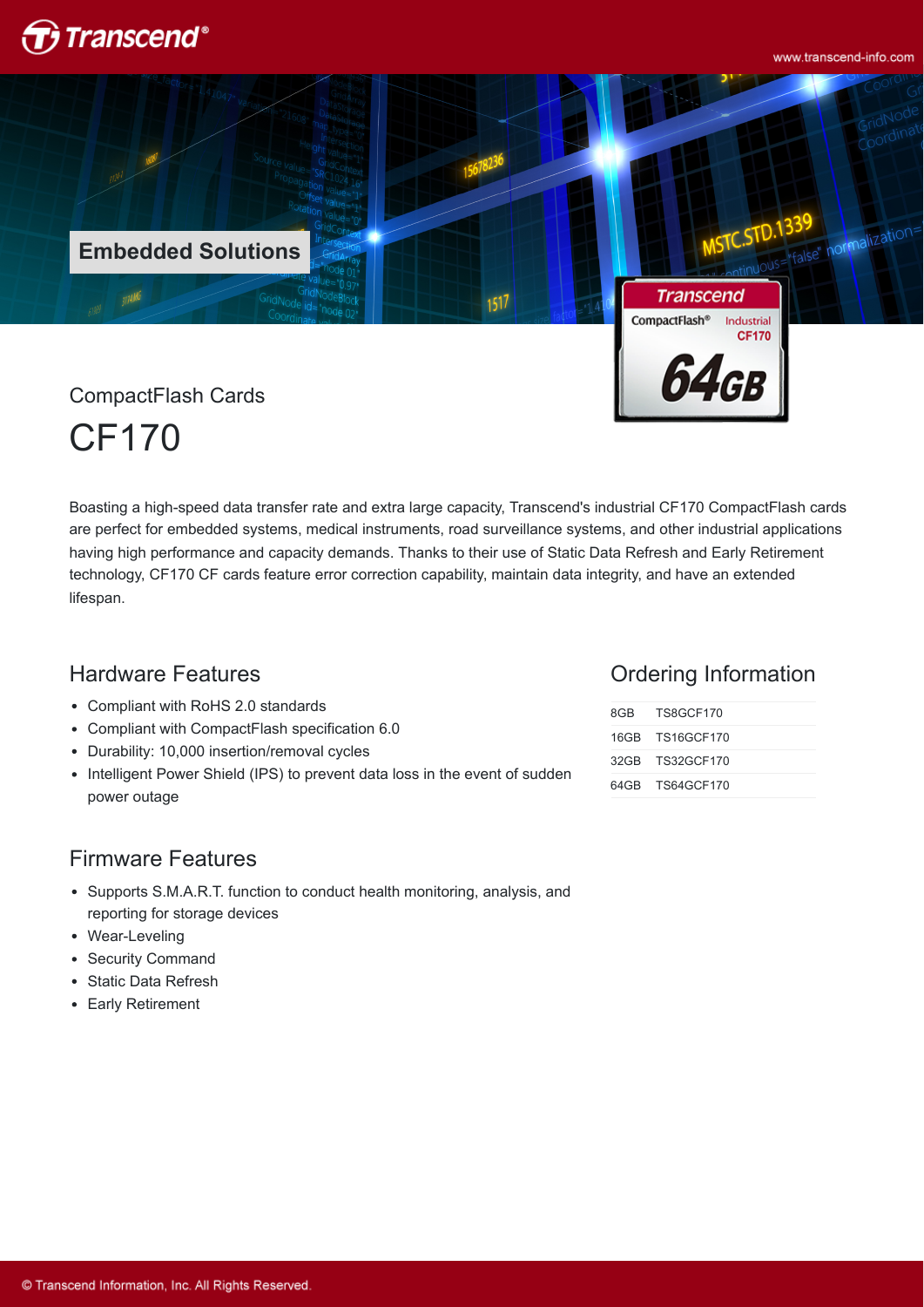Embedded Solutions

CompactFlash Cards

# CF170

Boasting a high-speed data transfer rate and extra large capacity, Transcend's industrial CF170 CompactFlash cards are perfect for embedded systems, medical instruments, road surveillance systems, and other industrial applications having high performance and capacity demands. Thanks to their use of Static Data Refresh and Early Retirement technology, CF170 CF cards feature error correction capability, maintain data integrity, and have an extended lifespan.

## Hardware Features

- Compliant with RoHS 2.0 standards
- Compliant with CompactFlash specification 6.0
- Durability: 10,000 insertion/removal cycles
- Intelligent Power Shield (IPS) to prevent data loss in the event of sudden power outage

## Firmware Features

- Supports S.M.A.R.T. function to conduct health monitoring, analysis, and reporting for storage devices
- Wear-Leveling
- Security Command
- Static Data Refresh
- Early Retirement

## Ordering Information

| | |
|---|---|
| 8GB | TS8GCF170 |
| 16GB | TS16GCF170 |
| 32GB | TS32GCF170 |
| 64GB | TS64GCF170 |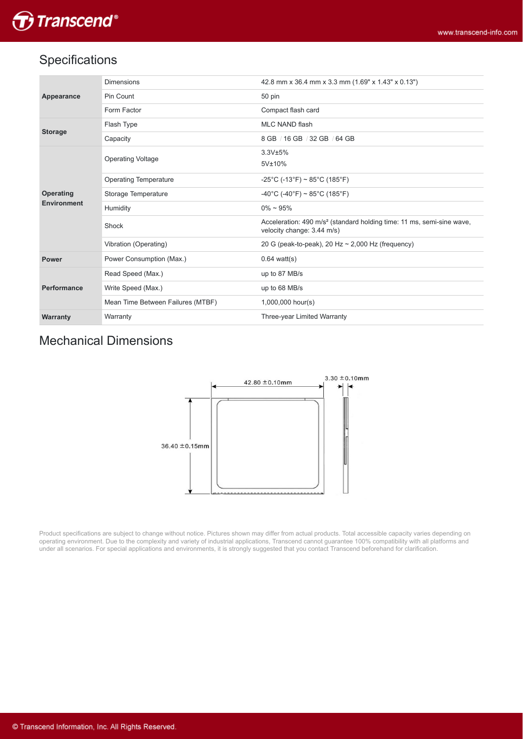## Specifications

| | | |
|---|---|---|
| **Appearance** | Dimensions | 42.8 mm x 36.4 mm x 3.3 mm (1.69" x 1.43" x 0.13") |
| | Pin Count | 50 pin |
| | Form Factor | Compact flash card |
| **Storage** | Flash Type | MLC NAND flash |
| | Capacity | 8 GB / 16 GB / 32 GB / 64 GB |
| **Operating Environment** | Operating Voltage | 3.3V±5%<br>5V±10% |
| | Operating Temperature | -25°C (-13°F) ~ 85°C (185°F) |
| | Storage Temperature | -40°C (-40°F) ~ 85°C (185°F) |
| | Humidity | 0% ~ 95% |
| | Shock | Acceleration: 490 m/s² (standard holding time: 11 ms, semi-sine wave, velocity change: 3.44 m/s) |
| | Vibration (Operating) | 20 G (peak-to-peak), 20 Hz ~ 2,000 Hz (frequency) |
| **Power** | Power Consumption (Max.) | 0.64 watt(s) |
| **Performance** | Read Speed (Max.) | up to 87 MB/s |
| | Write Speed (Max.) | up to 68 MB/s |
| | Mean Time Between Failures (MTBF) | 1,000,000 hour(s) |
| **Warranty** | Warranty | Three-year Limited Warranty |

## Mechanical Dimensions

42.80 ±0.10mm

3.30 ±0.10mm

36.40 ±0.15mm

Product specifications are subject to change without notice. Pictures shown may differ from actual products. Total accessible capacity varies depending on operating environment. Due to the complexity and variety of industrial applications, Transcend cannot guarantee 100% compatibility with all platforms and under all scenarios. For special applications and environments, it is strongly suggested that you contact Transcend beforehand for clarification.